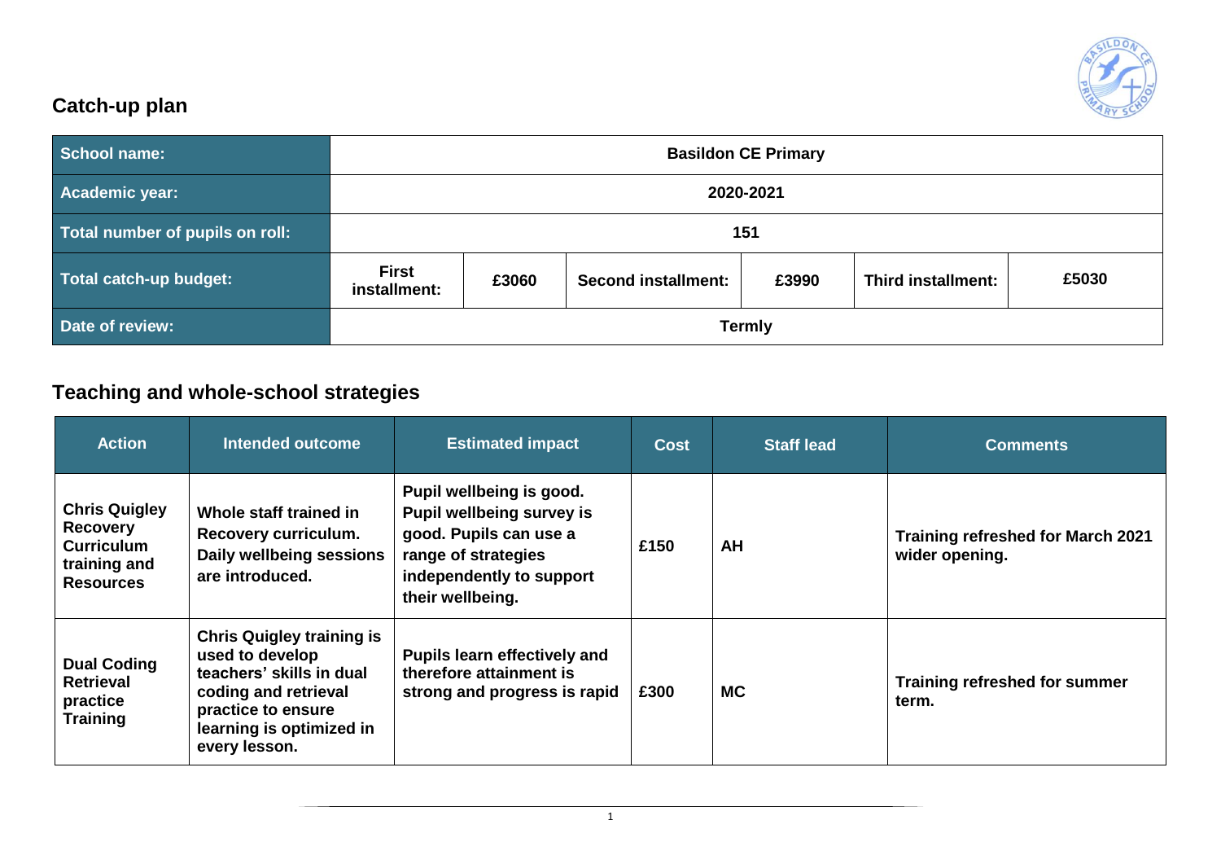## Catch-up plan

| School name: | Basildon CE Primary | | | | | |
|---|---|---|---|---|---|---|
| Academic year: | 2020-2021 | | | | | |
| Total number of pupils on roll: | 151 | | | | | |
| Total catch-up budget: | First installment: | £3060 | Second installment: | £3990 | Third installment: | £5030 |
| Date of review: | Termly | | | | | |

## Teaching and whole-school strategies

| Action | Intended outcome | Estimated impact | Cost | Staff lead | Comments |
|---|---|---|---|---|---|
| **Chris Quigley Recovery Curriculum training and Resources** | **Whole staff trained in Recovery curriculum. Daily wellbeing sessions are introduced.** | **Pupil wellbeing is good. Pupil wellbeing survey is good. Pupils can use a range of strategies independently to support their wellbeing.** | **£150** | **AH** | **Training refreshed for March 2021 wider opening.** |
| **Dual Coding Retrieval practice Training** | **Chris Quigley training is used to develop teachers' skills in dual coding and retrieval practice to ensure learning is optimized in every lesson.** | **Pupils learn effectively and therefore attainment is strong and progress is rapid** | **£300** | **MC** | **Training refreshed for summer term.** |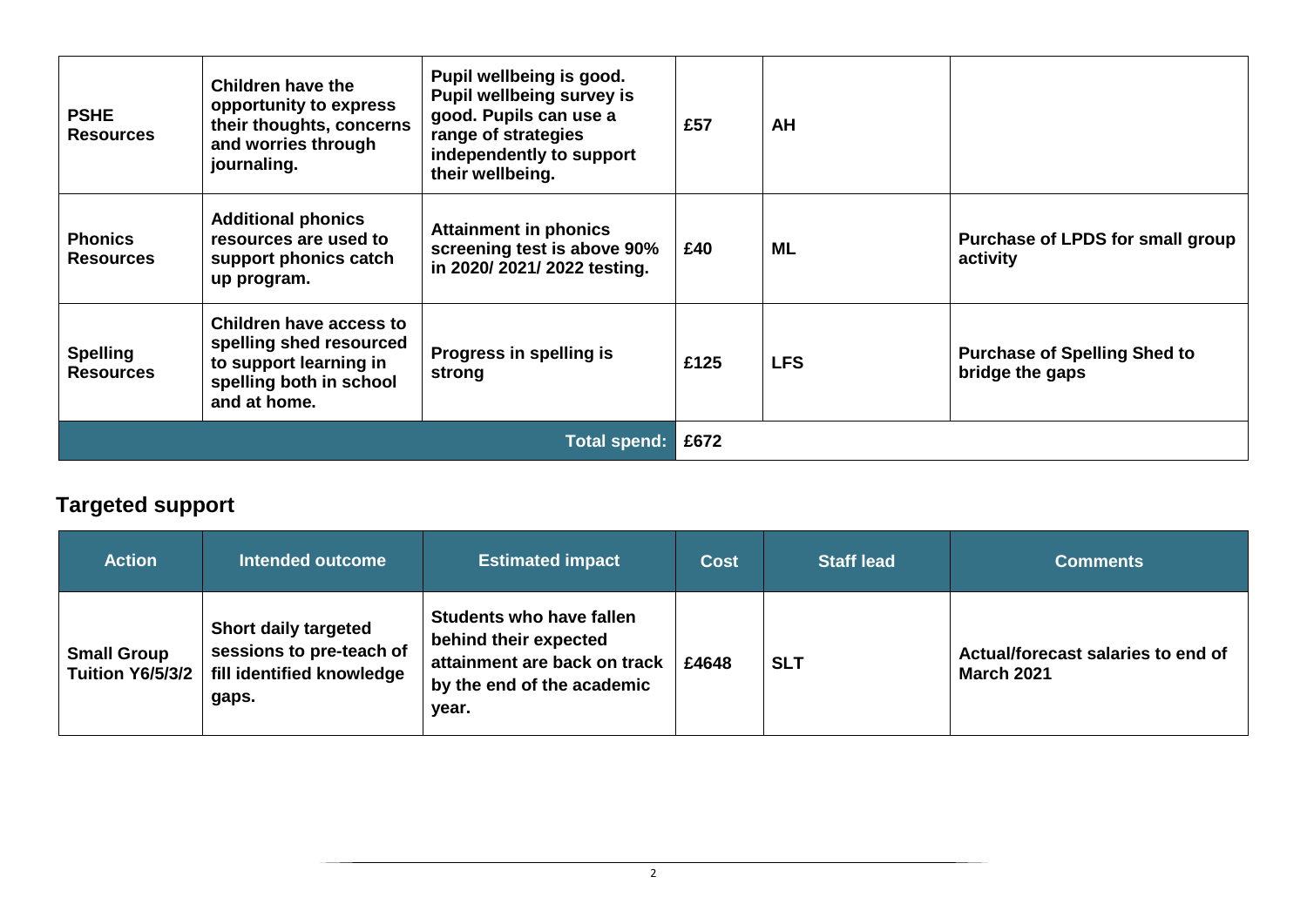| PSHE Resources | Children have the opportunity to express their thoughts, concerns and worries through journaling. | Pupil wellbeing is good. Pupil wellbeing survey is good. Pupils can use a range of strategies independently to support their wellbeing. | £57 | AH | |
|---|---|---|---|---|---|
| **Phonics Resources** | **Additional phonics resources are used to support phonics catch up program.** | **Attainment in phonics screening test is above 90% in 2020/ 2021/ 2022 testing.** | **£40** | **ML** | **Purchase of LPDS for small group activity** |
| **Spelling Resources** | **Children have access to spelling shed resourced to support learning in spelling both in school and at home.** | **Progress in spelling is strong** | **£125** | **LFS** | **Purchase of Spelling Shed to bridge the gaps** |
| | | **Total spend:** | **£672** | | |

## Targeted support

| Action | Intended outcome | Estimated impact | Cost | Staff lead | Comments |
|---|---|---|---|---|---|
| **Small Group Tuition Y6/5/3/2** | **Short daily targeted sessions to pre-teach of fill identified knowledge gaps.** | **Students who have fallen behind their expected attainment are back on track by the end of the academic year.** | **£4648** | **SLT** | **Actual/forecast salaries to end of March 2021** |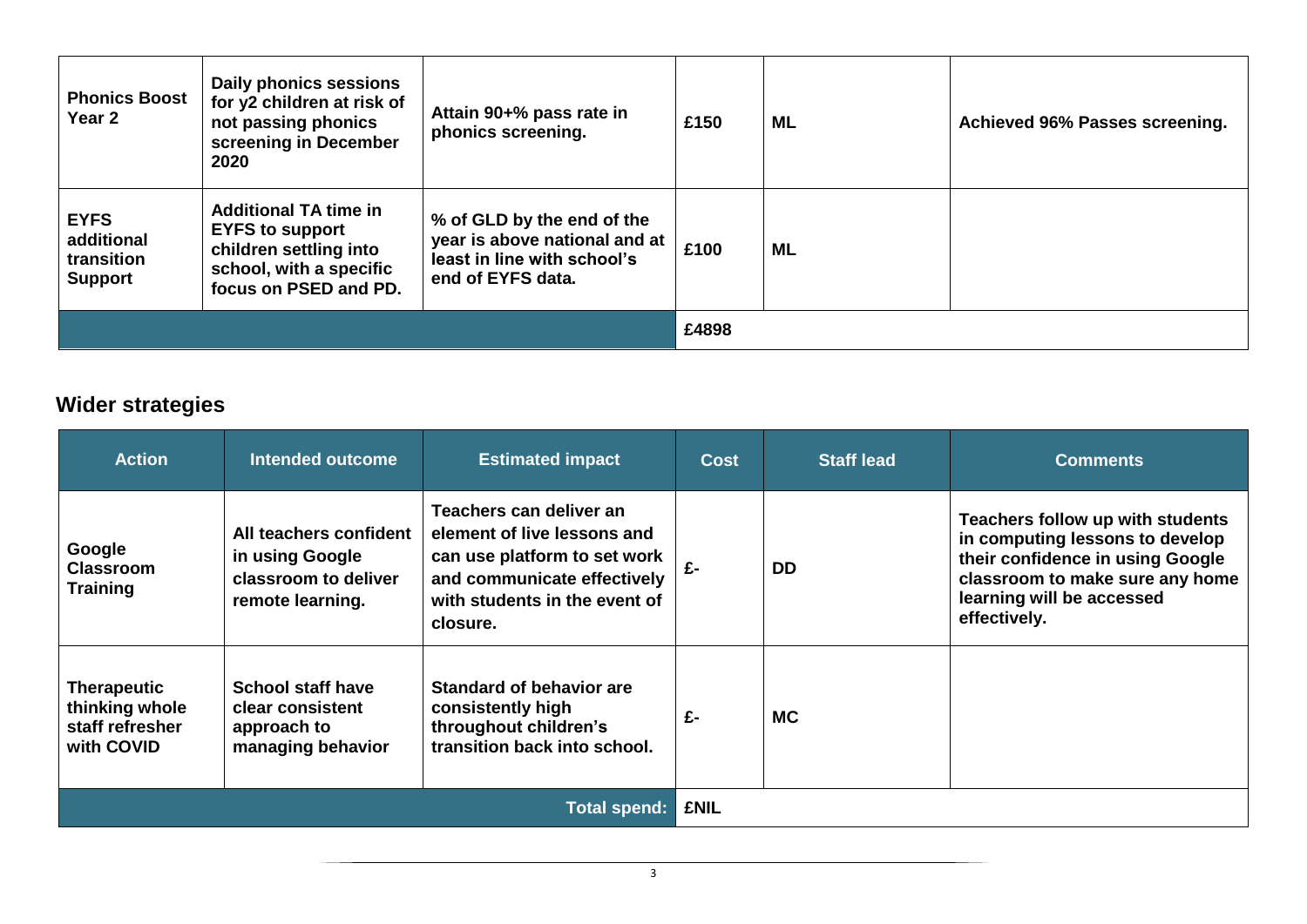| | | | | | |
|---|---|---|---|---|---|
| **Phonics Boost Year 2** | **Daily phonics sessions for y2 children at risk of not passing phonics screening in December 2020** | **Attain 90+% pass rate in phonics screening.** | **£150** | **ML** | **Achieved 96% Passes screening.** |
| **EYFS additional transition Support** | **Additional TA time in EYFS to support children settling into school, with a specific focus on PSED and PD.** | **% of GLD by the end of the year is above national and at least in line with school's end of EYFS data.** | **£100** | **ML** | |
| | | | **£4898** | | |

## Wider strategies

| Action | Intended outcome | Estimated impact | Cost | Staff lead | Comments |
|---|---|---|---|---|---|
| **Google Classroom Training** | **All teachers confident in using Google classroom to deliver remote learning.** | **Teachers can deliver an element of live lessons and can use platform to set work and communicate effectively with students in the event of closure.** | **£-** | **DD** | **Teachers follow up with students in computing lessons to develop their confidence in using Google classroom to make sure any home learning will be accessed effectively.** |
| **Therapeutic thinking whole staff refresher with COVID** | **School staff have clear consistent approach to managing behavior** | **Standard of behavior are consistently high throughout children's transition back into school.** | **£-** | **MC** | |
| | | **Total spend:** | **£NIL** | | |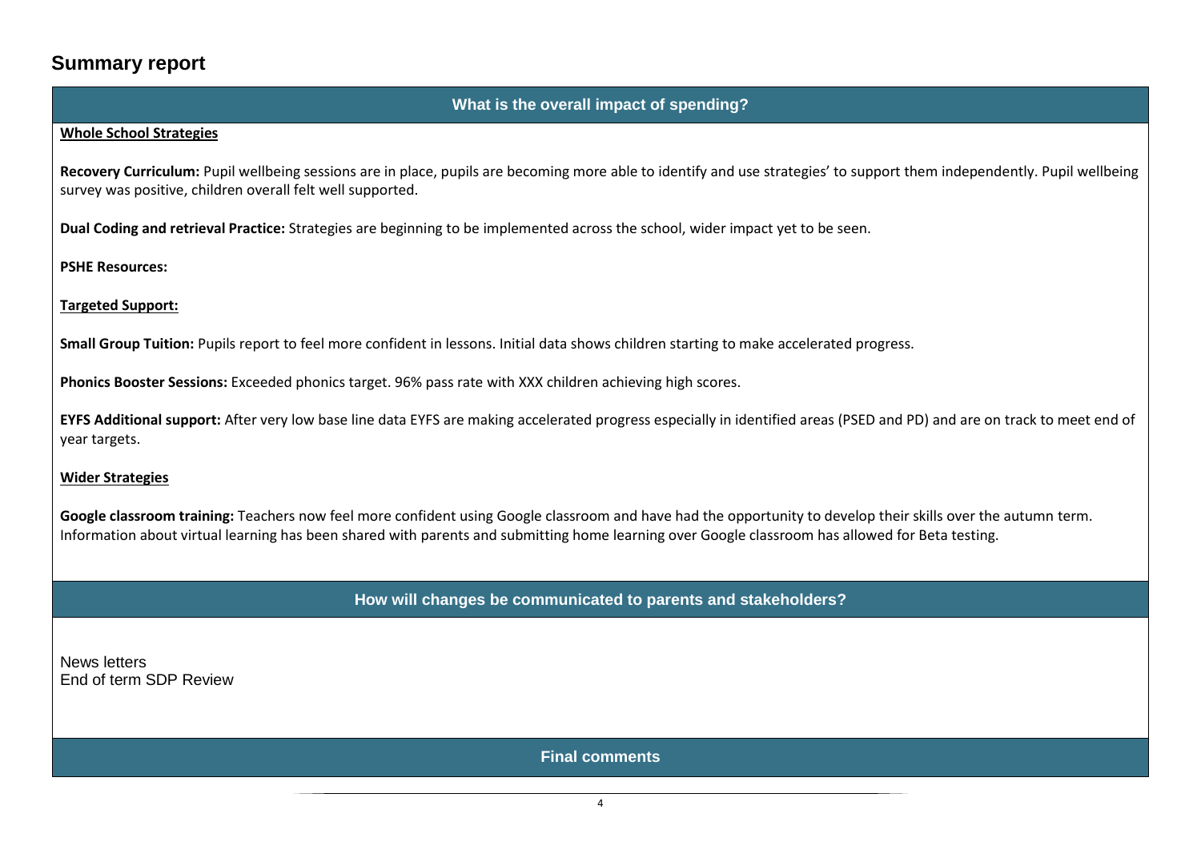## Summary report

### What is the overall impact of spending?

**Whole School Strategies**

**Recovery Curriculum:** Pupil wellbeing sessions are in place, pupils are becoming more able to identify and use strategies' to support them independently. Pupil wellbeing survey was positive, children overall felt well supported.

**Dual Coding and retrieval Practice:** Strategies are beginning to be implemented across the school, wider impact yet to be seen.

**PSHE Resources:**

**Targeted Support:**

**Small Group Tuition:** Pupils report to feel more confident in lessons. Initial data shows children starting to make accelerated progress.

**Phonics Booster Sessions:** Exceeded phonics target. 96% pass rate with XXX children achieving high scores.

**EYFS Additional support:** After very low base line data EYFS are making accelerated progress especially in identified areas (PSED and PD) and are on track to meet end of year targets.

**Wider Strategies**

**Google classroom training:** Teachers now feel more confident using Google classroom and have had the opportunity to develop their skills over the autumn term. Information about virtual learning has been shared with parents and submitting home learning over Google classroom has allowed for Beta testing.

### How will changes be communicated to parents and stakeholders?

News letters
End of term SDP Review

### Final comments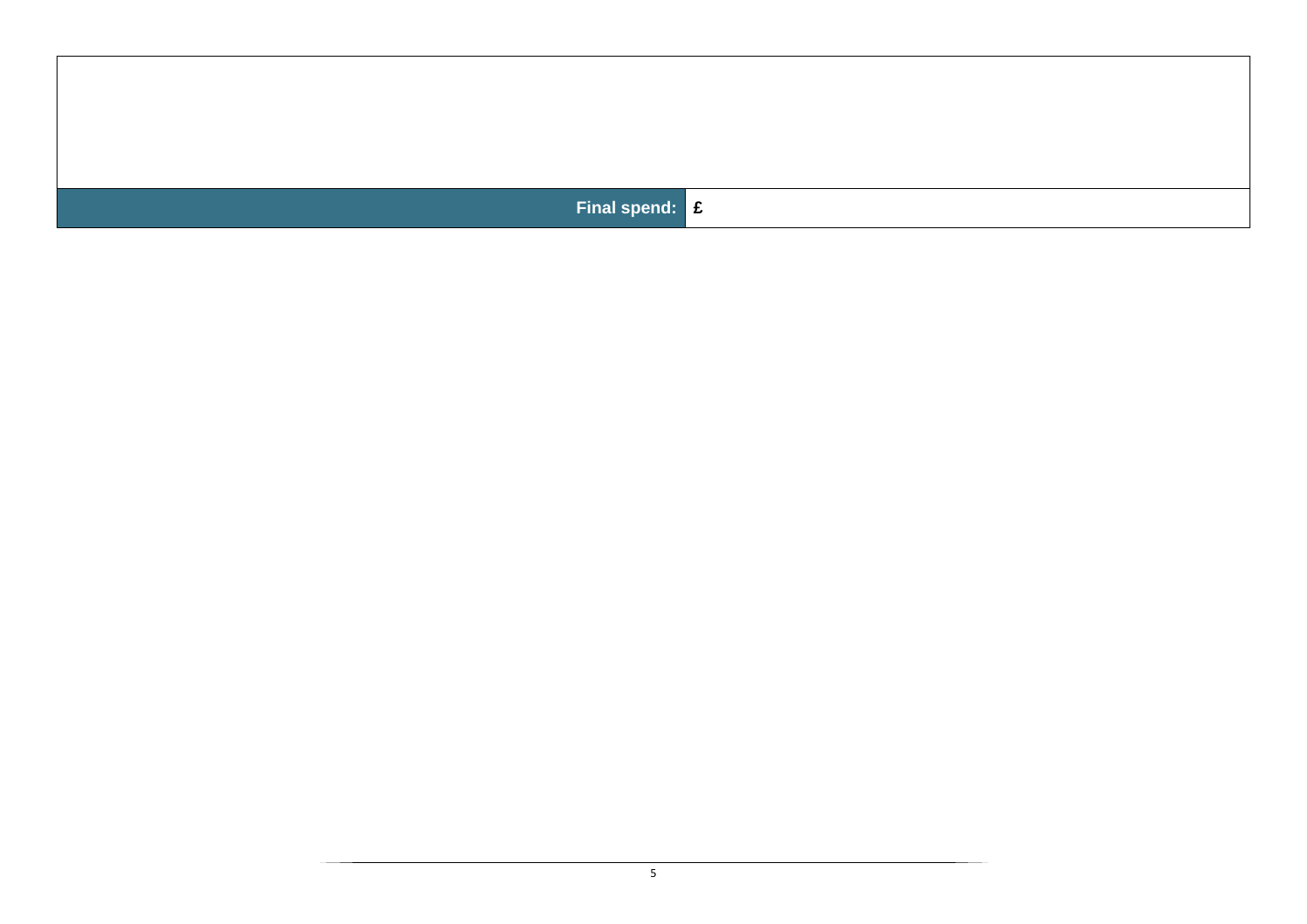| | |
|---|---|
| | |
| **Final spend:** | **£** |